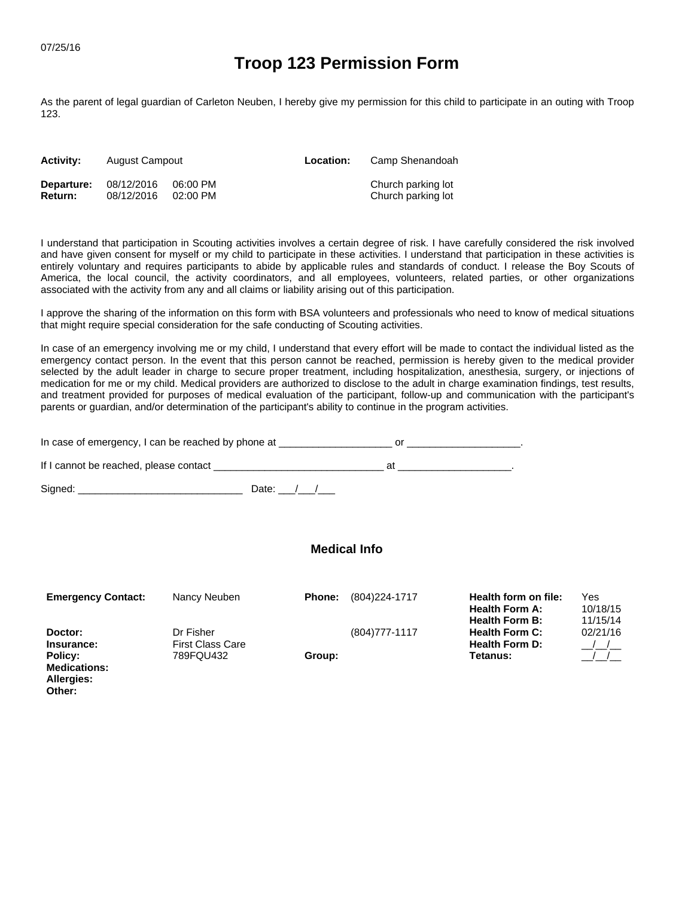07/25/16

# Troop 123 Permission Form

As the parent of legal guardian of Carleton Neuben, I hereby give my permission for this child to participate in an outing with Troop 123.

| | | | | |
|---|---|---|---|---|
| **Activity:** | August Campout | | **Location:** | Camp Shenandoah |
| **Departure:** | 08/12/2016 | 06:00 PM | | Church parking lot |
| **Return:** | 08/12/2016 | 02:00 PM | | Church parking lot |

I understand that participation in Scouting activities involves a certain degree of risk. I have carefully considered the risk involved and have given consent for myself or my child to participate in these activities. I understand that participation in these activities is entirely voluntary and requires participants to abide by applicable rules and standards of conduct. I release the Boy Scouts of America, the local council, the activity coordinators, and all employees, volunteers, related parties, or other organizations associated with the activity from any and all claims or liability arising out of this participation.

I approve the sharing of the information on this form with BSA volunteers and professionals who need to know of medical situations that might require special consideration for the safe conducting of Scouting activities.

In case of an emergency involving me or my child, I understand that every effort will be made to contact the individual listed as the emergency contact person. In the event that this person cannot be reached, permission is hereby given to the medical provider selected by the adult leader in charge to secure proper treatment, including hospitalization, anesthesia, surgery, or injections of medication for me or my child. Medical providers are authorized to disclose to the adult in charge examination findings, test results, and treatment provided for purposes of medical evaluation of the participant, follow-up and communication with the participant's parents or guardian, and/or determination of the participant's ability to continue in the program activities.

In case of emergency, I can be reached by phone at ____________________ or ____________________.

If I cannot be reached, please contact ______________________________ at ____________________.

Signed: _____________________________ Date: ___/___/___

## Medical Info

| | | | | | |
|---|---|---|---|---|---|
| **Emergency Contact:** | Nancy Neuben | **Phone:** | (804)224-1717 | **Health form on file:** | Yes |
| | | | | **Health Form A:** | 10/18/15 |
| | | | | **Health Form B:** | 11/15/14 |
| **Doctor:** | Dr Fisher | | (804)777-1117 | **Health Form C:** | 02/21/16 |
| **Insurance:** | First Class Care | | | **Health Form D:** | __/__/__ |
| **Policy:** | 789FQU432 | **Group:** | | **Tetanus:** | __/__/__ |
| **Medications:** | | | | | |
| **Allergies:** | | | | | |
| **Other:** | | | | | |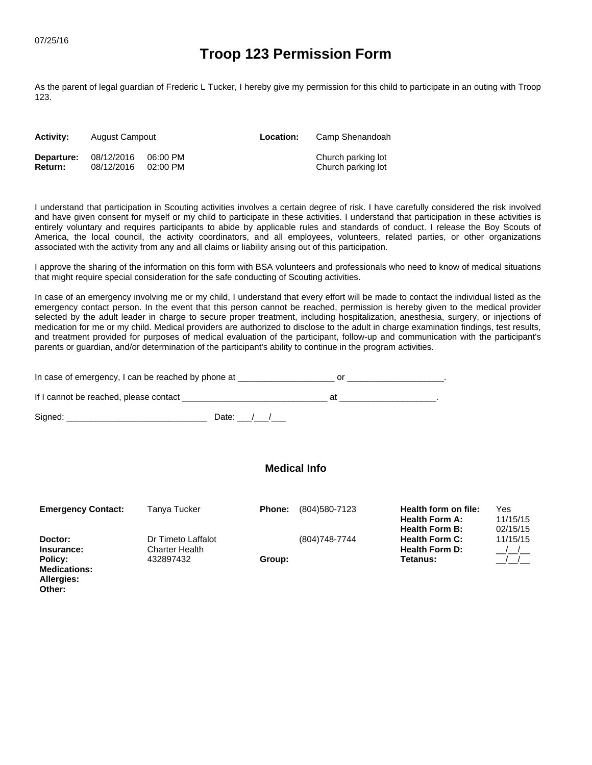07/25/16

# Troop 123 Permission Form

As the parent of legal guardian of Frederic L Tucker, I hereby give my permission for this child to participate in an outing with Troop 123.

| | | | | |
|---|---|---|---|---|
| **Activity:** | August Campout | | **Location:** | Camp Shenandoah |
| **Departure:** | 08/12/2016 | 06:00 PM | | Church parking lot |
| **Return:** | 08/12/2016 | 02:00 PM | | Church parking lot |

I understand that participation in Scouting activities involves a certain degree of risk. I have carefully considered the risk involved and have given consent for myself or my child to participate in these activities. I understand that participation in these activities is entirely voluntary and requires participants to abide by applicable rules and standards of conduct. I release the Boy Scouts of America, the local council, the activity coordinators, and all employees, volunteers, related parties, or other organizations associated with the activity from any and all claims or liability arising out of this participation.

I approve the sharing of the information on this form with BSA volunteers and professionals who need to know of medical situations that might require special consideration for the safe conducting of Scouting activities.

In case of an emergency involving me or my child, I understand that every effort will be made to contact the individual listed as the emergency contact person. In the event that this person cannot be reached, permission is hereby given to the medical provider selected by the adult leader in charge to secure proper treatment, including hospitalization, anesthesia, surgery, or injections of medication for me or my child. Medical providers are authorized to disclose to the adult in charge examination findings, test results, and treatment provided for purposes of medical evaluation of the participant, follow-up and communication with the participant's parents or guardian, and/or determination of the participant's ability to continue in the program activities.

In case of emergency, I can be reached by phone at ____________________ or ____________________.

If I cannot be reached, please contact ______________________________ at ____________________.

Signed: _____________________________ Date: ___/___/___

## Medical Info

| | | | | | |
|---|---|---|---|---|---|
| **Emergency Contact:** | Tanya Tucker | **Phone:** | (804)580-7123 | **Health form on file:** | Yes |
| | | | | **Health Form A:** | 11/15/15 |
| | | | | **Health Form B:** | 02/15/15 |
| **Doctor:** | Dr Timeto Laffalot | | (804)748-7744 | **Health Form C:** | 11/15/15 |
| **Insurance:** | Charter Health | | | **Health Form D:** | __/__/__ |
| **Policy:** | 432897432 | **Group:** | | **Tetanus:** | __/__/__ |
| **Medications:** | | | | | |
| **Allergies:** | | | | | |
| **Other:** | | | | | |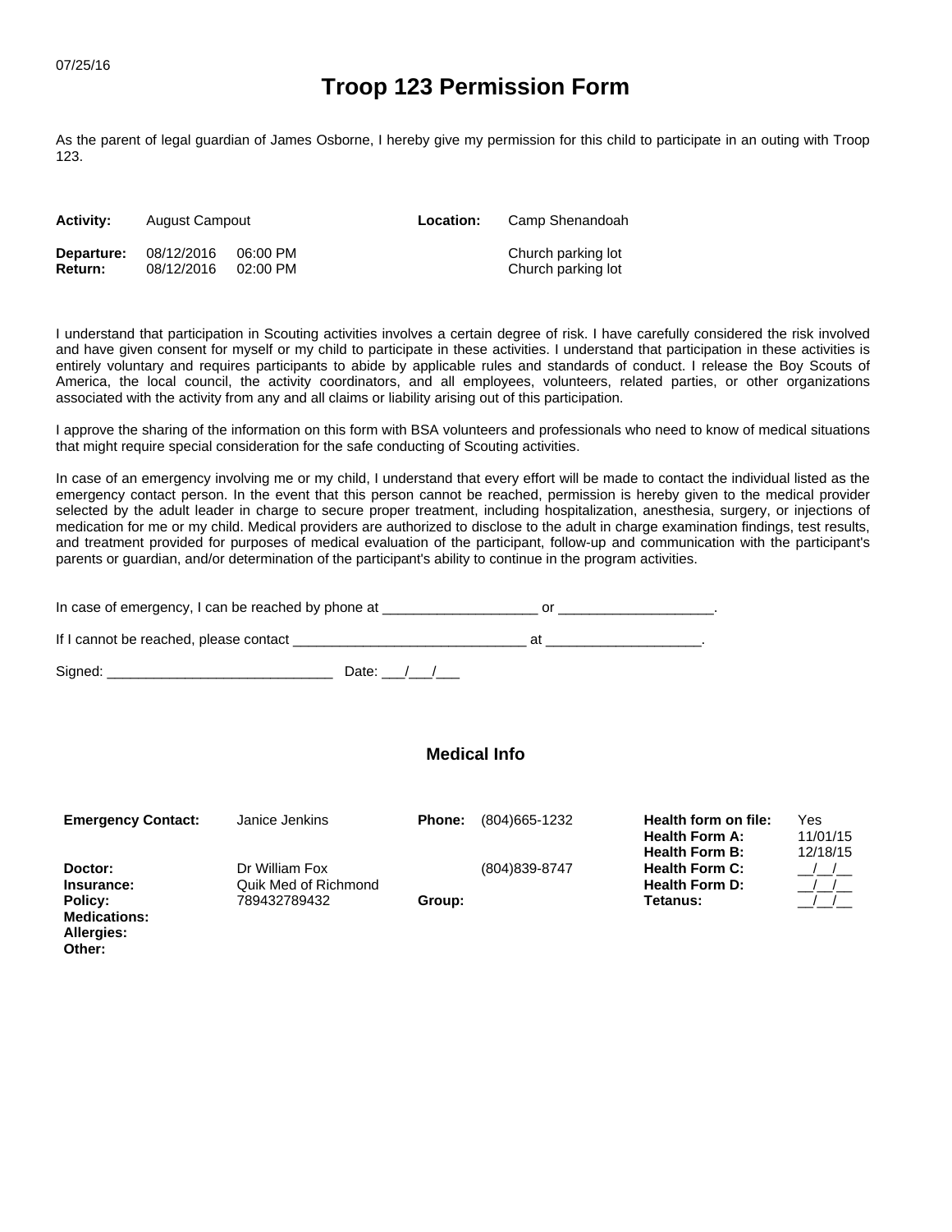07/25/16

# Troop 123 Permission Form

As the parent of legal guardian of James Osborne, I hereby give my permission for this child to participate in an outing with Troop 123.

| | | | | |
|---|---|---|---|---|
| **Activity:** | August Campout | | **Location:** | Camp Shenandoah |
| **Departure:** | 08/12/2016 | 06:00 PM | | Church parking lot |
| **Return:** | 08/12/2016 | 02:00 PM | | Church parking lot |

I understand that participation in Scouting activities involves a certain degree of risk. I have carefully considered the risk involved and have given consent for myself or my child to participate in these activities. I understand that participation in these activities is entirely voluntary and requires participants to abide by applicable rules and standards of conduct. I release the Boy Scouts of America, the local council, the activity coordinators, and all employees, volunteers, related parties, or other organizations associated with the activity from any and all claims or liability arising out of this participation.

I approve the sharing of the information on this form with BSA volunteers and professionals who need to know of medical situations that might require special consideration for the safe conducting of Scouting activities.

In case of an emergency involving me or my child, I understand that every effort will be made to contact the individual listed as the emergency contact person. In the event that this person cannot be reached, permission is hereby given to the medical provider selected by the adult leader in charge to secure proper treatment, including hospitalization, anesthesia, surgery, or injections of medication for me or my child. Medical providers are authorized to disclose to the adult in charge examination findings, test results, and treatment provided for purposes of medical evaluation of the participant, follow-up and communication with the participant's parents or guardian, and/or determination of the participant's ability to continue in the program activities.

In case of emergency, I can be reached by phone at ____________________ or ____________________.

If I cannot be reached, please contact ______________________________ at ____________________.

Signed: _____________________________ Date: ___/___/___

## Medical Info

| | | | | | |
|---|---|---|---|---|---|
| **Emergency Contact:** | Janice Jenkins | **Phone:** | (804)665-1232 | **Health form on file:** | Yes |
| | | | | **Health Form A:** | 11/01/15 |
| | | | | **Health Form B:** | 12/18/15 |
| **Doctor:** | Dr William Fox | | (804)839-8747 | **Health Form C:** | __/__/__ |
| **Insurance:** | Quik Med of Richmond | | | **Health Form D:** | __/__/__ |
| **Policy:** | 789432789432 | **Group:** | | **Tetanus:** | __/__/__ |
| **Medications:** | | | | | |
| **Allergies:** | | | | | |
| **Other:** | | | | | |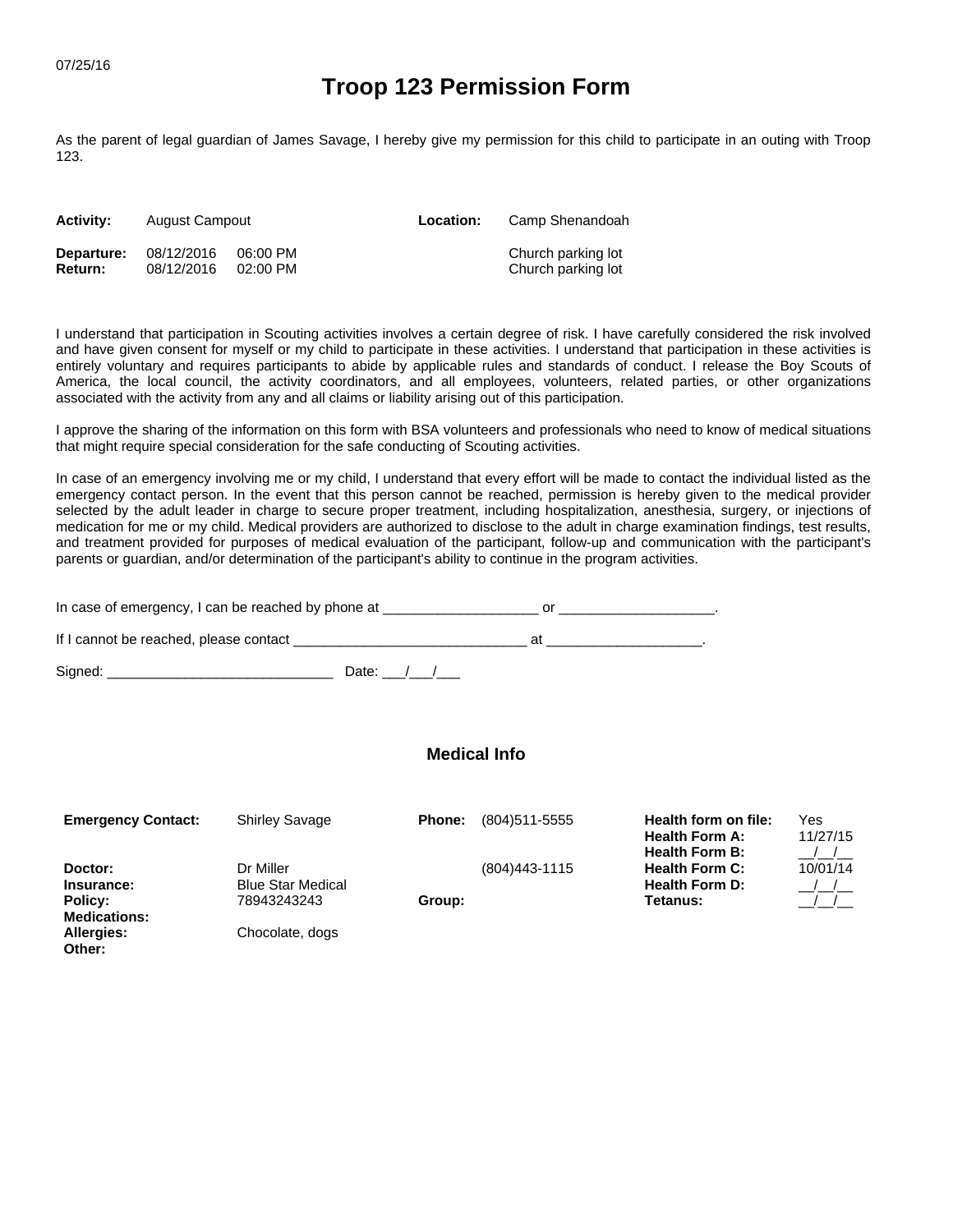07/25/16

# Troop 123 Permission Form

As the parent of legal guardian of James Savage, I hereby give my permission for this child to participate in an outing with Troop 123.

| | | | | |
|---|---|---|---|---|
| **Activity:** | August Campout | | **Location:** | Camp Shenandoah |
| **Departure:** | 08/12/2016 | 06:00 PM | | Church parking lot |
| **Return:** | 08/12/2016 | 02:00 PM | | Church parking lot |

I understand that participation in Scouting activities involves a certain degree of risk. I have carefully considered the risk involved and have given consent for myself or my child to participate in these activities. I understand that participation in these activities is entirely voluntary and requires participants to abide by applicable rules and standards of conduct. I release the Boy Scouts of America, the local council, the activity coordinators, and all employees, volunteers, related parties, or other organizations associated with the activity from any and all claims or liability arising out of this participation.

I approve the sharing of the information on this form with BSA volunteers and professionals who need to know of medical situations that might require special consideration for the safe conducting of Scouting activities.

In case of an emergency involving me or my child, I understand that every effort will be made to contact the individual listed as the emergency contact person. In the event that this person cannot be reached, permission is hereby given to the medical provider selected by the adult leader in charge to secure proper treatment, including hospitalization, anesthesia, surgery, or injections of medication for me or my child. Medical providers are authorized to disclose to the adult in charge examination findings, test results, and treatment provided for purposes of medical evaluation of the participant, follow-up and communication with the participant's parents or guardian, and/or determination of the participant's ability to continue in the program activities.

In case of emergency, I can be reached by phone at ____________________ or ____________________.

If I cannot be reached, please contact ______________________________ at ____________________.

Signed: _____________________________ Date: ___/___/___

## Medical Info

| | | | | | |
|---|---|---|---|---|---|
| **Emergency Contact:** | Shirley Savage | **Phone:** | (804)511-5555 | **Health form on file:** | Yes |
| | | | | **Health Form A:** | 11/27/15 |
| | | | | **Health Form B:** | __/__/__ |
| **Doctor:** | Dr Miller | | (804)443-1115 | **Health Form C:** | 10/01/14 |
| **Insurance:** | Blue Star Medical | | | **Health Form D:** | __/__/__ |
| **Policy:** | 78943243243 | **Group:** | | **Tetanus:** | __/__/__ |
| **Medications:** | | | | | |
| **Allergies:** | Chocolate, dogs | | | | |
| **Other:** | | | | | |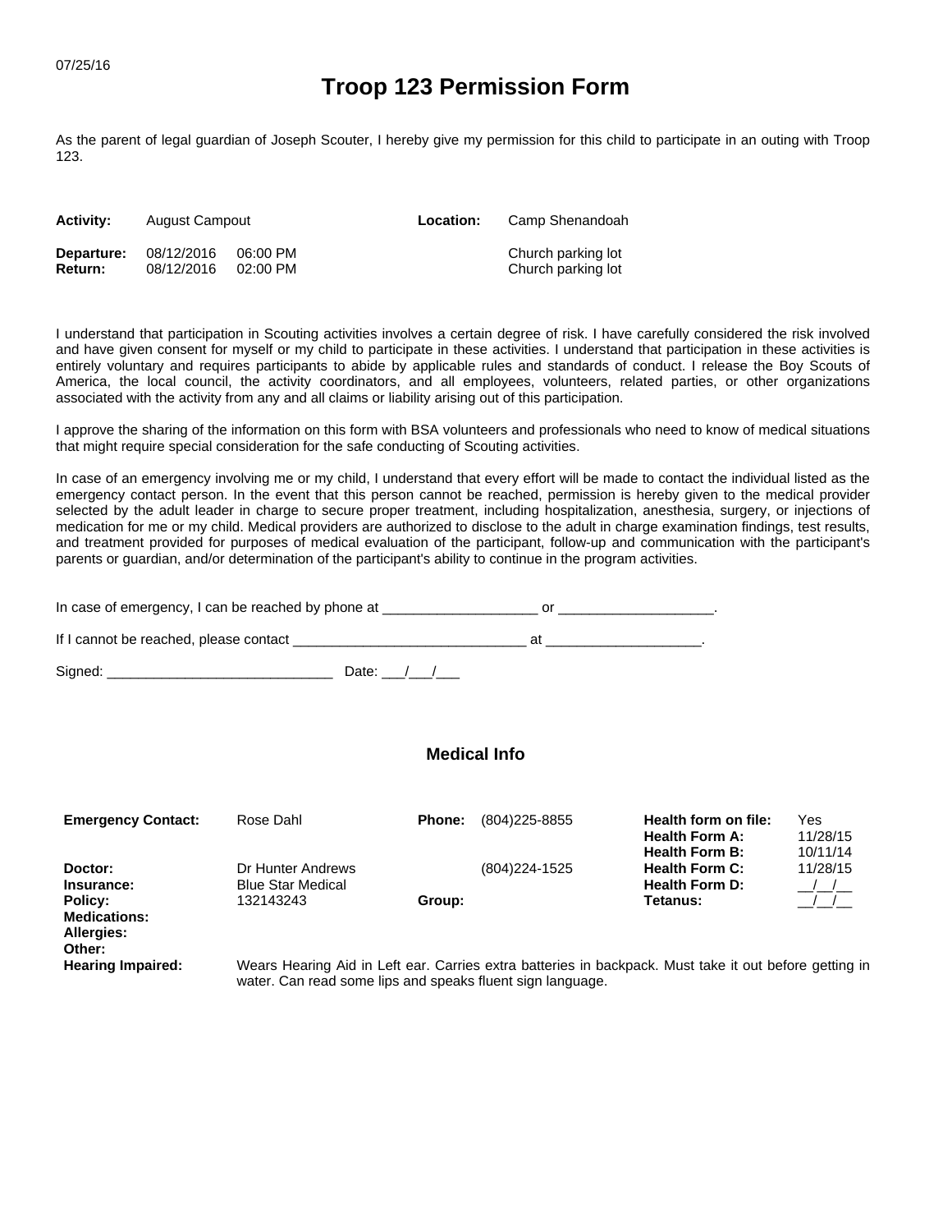07/25/16

# Troop 123 Permission Form

As the parent of legal guardian of Joseph Scouter, I hereby give my permission for this child to participate in an outing with Troop 123.

| | | | | |
|---|---|---|---|---|
| **Activity:** | August Campout | | **Location:** | Camp Shenandoah |
| **Departure:** | 08/12/2016 | 06:00 PM | | Church parking lot |
| **Return:** | 08/12/2016 | 02:00 PM | | Church parking lot |

I understand that participation in Scouting activities involves a certain degree of risk. I have carefully considered the risk involved and have given consent for myself or my child to participate in these activities. I understand that participation in these activities is entirely voluntary and requires participants to abide by applicable rules and standards of conduct. I release the Boy Scouts of America, the local council, the activity coordinators, and all employees, volunteers, related parties, or other organizations associated with the activity from any and all claims or liability arising out of this participation.

I approve the sharing of the information on this form with BSA volunteers and professionals who need to know of medical situations that might require special consideration for the safe conducting of Scouting activities.

In case of an emergency involving me or my child, I understand that every effort will be made to contact the individual listed as the emergency contact person. In the event that this person cannot be reached, permission is hereby given to the medical provider selected by the adult leader in charge to secure proper treatment, including hospitalization, anesthesia, surgery, or injections of medication for me or my child. Medical providers are authorized to disclose to the adult in charge examination findings, test results, and treatment provided for purposes of medical evaluation of the participant, follow-up and communication with the participant's parents or guardian, and/or determination of the participant's ability to continue in the program activities.

In case of emergency, I can be reached by phone at ____________________ or ____________________.

If I cannot be reached, please contact ______________________________ at ____________________.

Signed: ______________________________ Date: ___/___/___

## Medical Info

| | | | | | |
|---|---|---|---|---|---|
| **Emergency Contact:** | Rose Dahl | **Phone:** | (804)225-8855 | **Health form on file:** | Yes |
| | | | | **Health Form A:** | 11/28/15 |
| | | | | **Health Form B:** | 10/11/14 |
| **Doctor:** | Dr Hunter Andrews | | (804)224-1525 | **Health Form C:** | 11/28/15 |
| **Insurance:** | Blue Star Medical | | | **Health Form D:** | __/__/__ |
| **Policy:** | 132143243 | **Group:** | | **Tetanus:** | __/__/__ |
| **Medications:** | | | | | |
| **Allergies:** | | | | | |
| **Other:** | | | | | |
| **Hearing Impaired:** | Wears Hearing Aid in Left ear. Carries extra batteries in backpack. Must take it out before getting in water. Can read some lips and speaks fluent sign language. | | | | |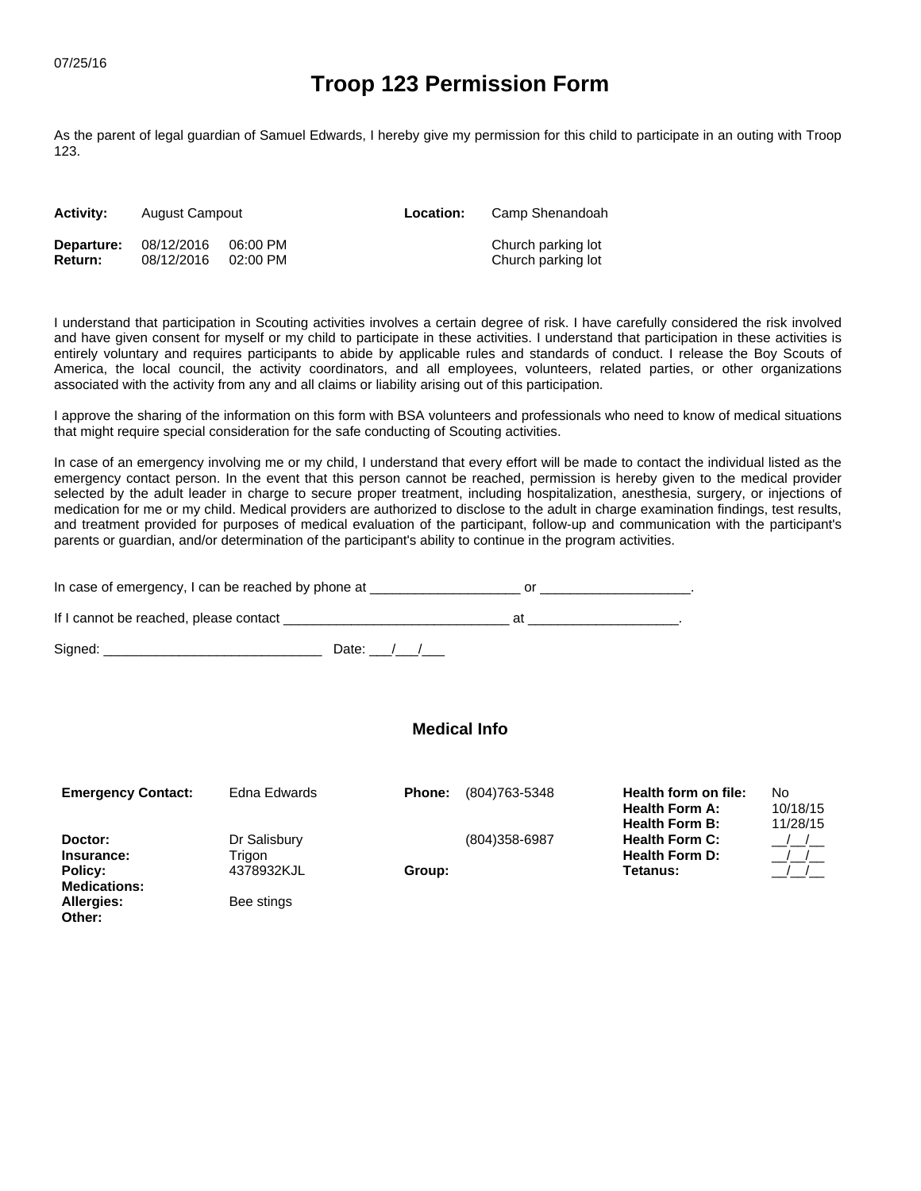07/25/16

# Troop 123 Permission Form

As the parent of legal guardian of Samuel Edwards, I hereby give my permission for this child to participate in an outing with Troop 123.

| | | | | |
|---|---|---|---|---|
| **Activity:** | August Campout | | **Location:** | Camp Shenandoah |
| **Departure:** | 08/12/2016 | 06:00 PM | | Church parking lot |
| **Return:** | 08/12/2016 | 02:00 PM | | Church parking lot |

I understand that participation in Scouting activities involves a certain degree of risk. I have carefully considered the risk involved and have given consent for myself or my child to participate in these activities. I understand that participation in these activities is entirely voluntary and requires participants to abide by applicable rules and standards of conduct. I release the Boy Scouts of America, the local council, the activity coordinators, and all employees, volunteers, related parties, or other organizations associated with the activity from any and all claims or liability arising out of this participation.

I approve the sharing of the information on this form with BSA volunteers and professionals who need to know of medical situations that might require special consideration for the safe conducting of Scouting activities.

In case of an emergency involving me or my child, I understand that every effort will be made to contact the individual listed as the emergency contact person. In the event that this person cannot be reached, permission is hereby given to the medical provider selected by the adult leader in charge to secure proper treatment, including hospitalization, anesthesia, surgery, or injections of medication for me or my child. Medical providers are authorized to disclose to the adult in charge examination findings, test results, and treatment provided for purposes of medical evaluation of the participant, follow-up and communication with the participant's parents or guardian, and/or determination of the participant's ability to continue in the program activities.

In case of emergency, I can be reached by phone at ____________________ or ____________________.

If I cannot be reached, please contact ______________________________ at ____________________.

Signed: _____________________________ Date: ___/___/___

## Medical Info

| | | | | | |
|---|---|---|---|---|---|
| **Emergency Contact:** | Edna Edwards | **Phone:** | (804)763-5348 | **Health form on file:** | No |
| | | | | **Health Form A:** | 10/18/15 |
| | | | | **Health Form B:** | 11/28/15 |
| **Doctor:** | Dr Salisbury | | (804)358-6987 | **Health Form C:** | __/__/__ |
| **Insurance:** | Trigon | | | **Health Form D:** | __/__/__ |
| **Policy:** | 4378932KJL | **Group:** | | **Tetanus:** | __/__/__ |
| **Medications:** | | | | | |
| **Allergies:** | Bee stings | | | | |
| **Other:** | | | | | |